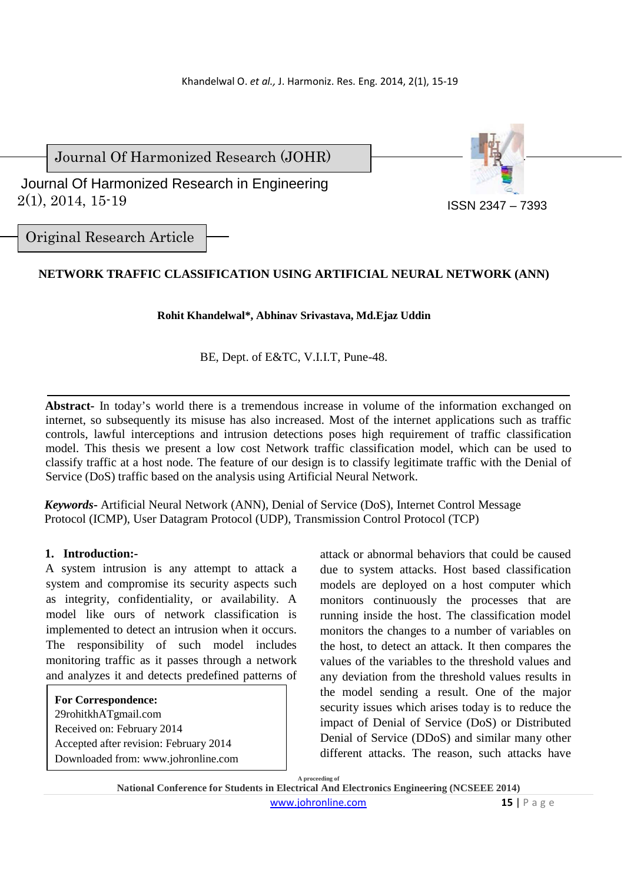Journal Of Harmonized Research (JOHR)

Journal Of Harmonized Research in Engineering
2(1), 2014, 15-19

ISSN 2347 – 7393

Original Research Article

# NETWORK TRAFFIC CLASSIFICATION USING ARTIFICIAL NEURAL NETWORK (ANN)

**Rohit Khandelwal\*, Abhinav Srivastava, Md.Ejaz Uddin**

BE, Dept. of E&TC, V.I.I.T, Pune-48.

**Abstract-** In today's world there is a tremendous increase in volume of the information exchanged on internet, so subsequently its misuse has also increased. Most of the internet applications such as traffic controls, lawful interceptions and intrusion detections poses high requirement of traffic classification model. This thesis we present a low cost Network traffic classification model, which can be used to classify traffic at a host node. The feature of our design is to classify legitimate traffic with the Denial of Service (DoS) traffic based on the analysis using Artificial Neural Network.

***Keywords-*** Artificial Neural Network (ANN), Denial of Service (DoS), Internet Control Message Protocol (ICMP), User Datagram Protocol (UDP), Transmission Control Protocol (TCP)

## 1. Introduction:-

A system intrusion is any attempt to attack a system and compromise its security aspects such as integrity, confidentiality, or availability. A model like ours of network classification is implemented to detect an intrusion when it occurs. The responsibility of such model includes monitoring traffic as it passes through a network and analyzes it and detects predefined patterns of attack or abnormal behaviors that could be caused due to system attacks. Host based classification models are deployed on a host computer which monitors continuously the processes that are running inside the host. The classification model monitors the changes to a number of variables on the host, to detect an attack. It then compares the values of the variables to the threshold values and any deviation from the threshold values results in the model sending a result. One of the major security issues which arises today is to reduce the impact of Denial of Service (DoS) or Distributed Denial of Service (DDoS) and similar many other different attacks. The reason, such attacks have

**For Correspondence:**
29rohitkhATgmail.com
Received on: February 2014
Accepted after revision: February 2014
Downloaded from: www.johronline.com

A proceeding of
**National Conference for Students in Electrical And Electronics Engineering (NCSEEE 2014)**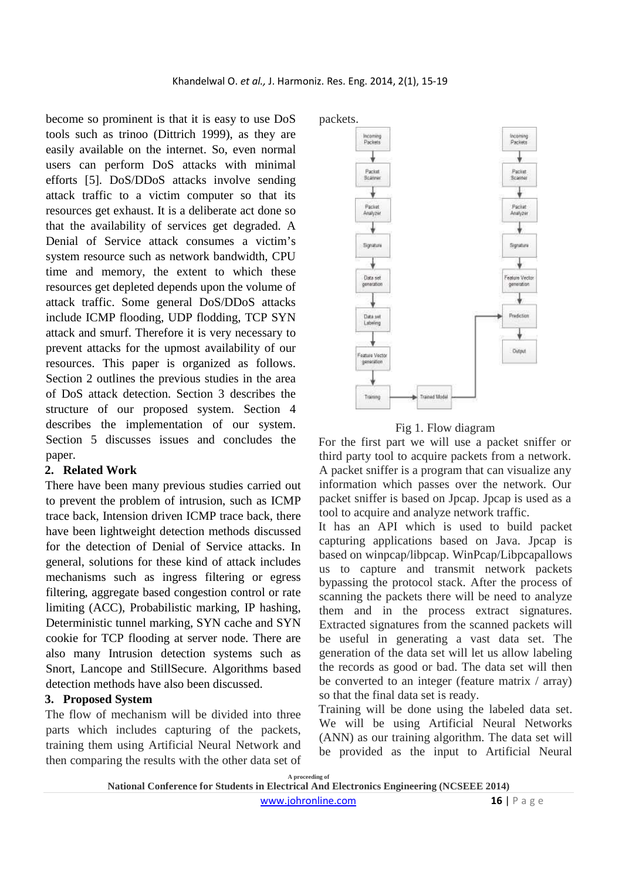become so prominent is that it is easy to use DoS tools such as trinoo (Dittrich 1999), as they are easily available on the internet. So, even normal users can perform DoS attacks with minimal efforts [5]. DoS/DDoS attacks involve sending attack traffic to a victim computer so that its resources get exhaust. It is a deliberate act done so that the availability of services get degraded. A Denial of Service attack consumes a victim's system resource such as network bandwidth, CPU time and memory, the extent to which these resources get depleted depends upon the volume of attack traffic. Some general DoS/DDoS attacks include ICMP flooding, UDP flodding, TCP SYN attack and smurf. Therefore it is very necessary to prevent attacks for the upmost availability of our resources. This paper is organized as follows. Section 2 outlines the previous studies in the area of DoS attack detection. Section 3 describes the structure of our proposed system. Section 4 describes the implementation of our system. Section 5 discusses issues and concludes the paper.

## 2. Related Work

There have been many previous studies carried out to prevent the problem of intrusion, such as ICMP trace back, Intension driven ICMP trace back, there have been lightweight detection methods discussed for the detection of Denial of Service attacks. In general, solutions for these kind of attack includes mechanisms such as ingress filtering or egress filtering, aggregate based congestion control or rate limiting (ACC), Probabilistic marking, IP hashing, Deterministic tunnel marking, SYN cache and SYN cookie for TCP flooding at server node. There are also many Intrusion detection systems such as Snort, Lancope and StillSecure. Algorithms based detection methods have also been discussed.

## 3. Proposed System

The flow of mechanism will be divided into three parts which includes capturing of the packets, training them using Artificial Neural Network and then comparing the results with the other data set of packets.

Fig 1. Flow diagram

For the first part we will use a packet sniffer or third party tool to acquire packets from a network. A packet sniffer is a program that can visualize any information which passes over the network. Our packet sniffer is based on Jpcap. Jpcap is used as a tool to acquire and analyze network traffic.

It has an API which is used to build packet capturing applications based on Java. Jpcap is based on winpcap/libpcap. WinPcap/Libpcapallows us to capture and transmit network packets bypassing the protocol stack. After the process of scanning the packets there will be need to analyze them and in the process extract signatures. Extracted signatures from the scanned packets will be useful in generating a vast data set. The generation of the data set will let us allow labeling the records as good or bad. The data set will then be converted to an integer (feature matrix / array) so that the final data set is ready.

Training will be done using the labeled data set. We will be using Artificial Neural Networks (ANN) as our training algorithm. The data set will be provided as the input to Artificial Neural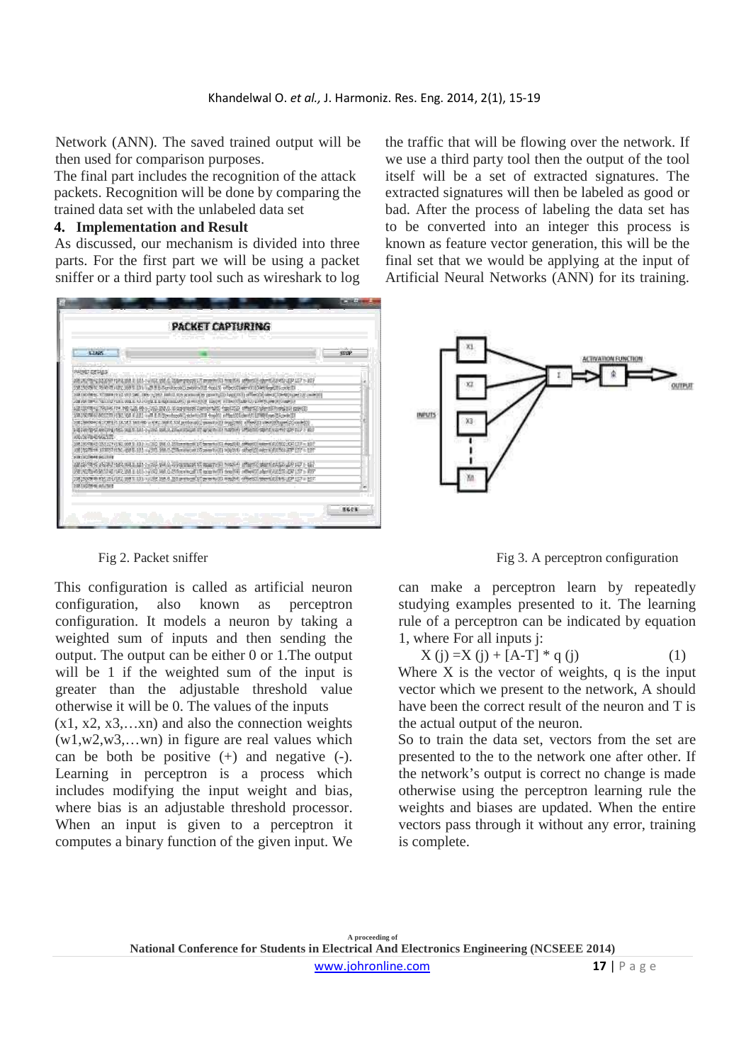Network (ANN). The saved trained output will be then used for comparison purposes.

The final part includes the recognition of the attack packets. Recognition will be done by comparing the trained data set with the unlabeled data set

## 4. Implementation and Result

As discussed, our mechanism is divided into three parts. For the first part we will be using a packet sniffer or a third party tool such as wireshark to log the traffic that will be flowing over the network. If we use a third party tool then the output of the tool itself will be a set of extracted signatures. The extracted signatures will then be labeled as good or bad. After the process of labeling the data set has to be converted into an integer this process is known as feature vector generation, this will be the final set that we would be applying at the input of Artificial Neural Networks (ANN) for its training.

Fig 2. Packet sniffer

Fig 3. A perceptron configuration

This configuration is called as artificial neuron configuration, also known as perceptron configuration. It models a neuron by taking a weighted sum of inputs and then sending the output. The output can be either 0 or 1.The output will be 1 if the weighted sum of the input is greater than the adjustable threshold value otherwise it will be 0. The values of the inputs (x1, x2, x3,…xn) and also the connection weights (w1,w2,w3,…wn) in figure are real values which can be both be positive (+) and negative (-). Learning in perceptron is a process which includes modifying the input weight and bias, where bias is an adjustable threshold processor. When an input is given to a perceptron it computes a binary function of the given input. We can make a perceptron learn by repeatedly studying examples presented to it. The learning rule of a perceptron can be indicated by equation 1, where For all inputs j:

$$X(j) = X(j) + [A-T] * q(j) \qquad (1)$$

Where X is the vector of weights, q is the input vector which we present to the network, A should have been the correct result of the neuron and T is the actual output of the neuron.

So to train the data set, vectors from the set are presented to the to the network one after other. If the network's output is correct no change is made otherwise using the perceptron learning rule the weights and biases are updated. When the entire vectors pass through it without any error, training is complete.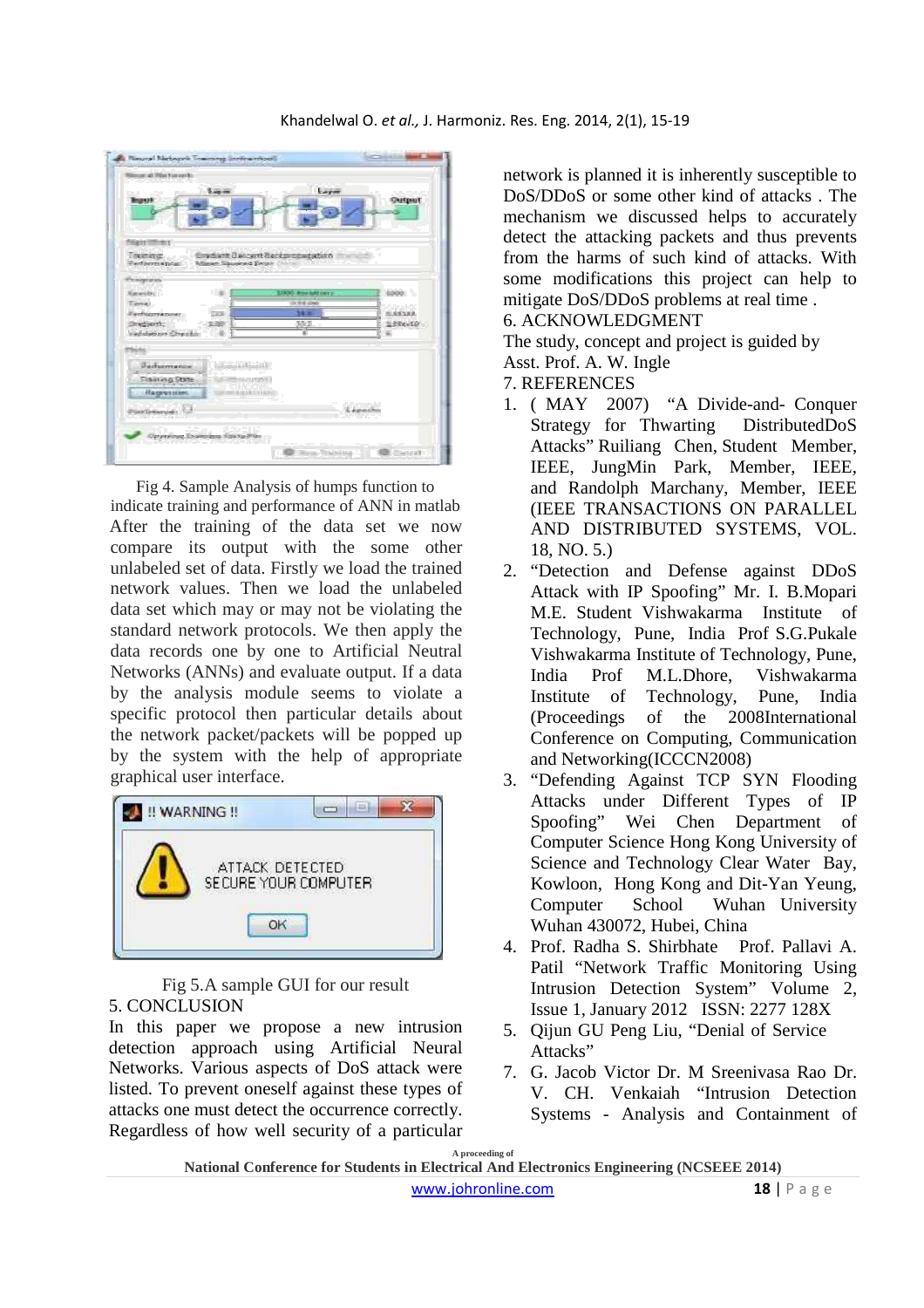Fig 4. Sample Analysis of humps function to indicate training and performance of ANN in matlab

After the training of the data set we now compare its output with the some other unlabeled set of data. Firstly we load the trained network values. Then we load the unlabeled data set which may or may not be violating the standard network protocols. We then apply the data records one by one to Artificial Neutral Networks (ANNs) and evaluate output. If a data by the analysis module seems to violate a specific protocol then particular details about the network packet/packets will be popped up by the system with the help of appropriate graphical user interface.

Fig 5.A sample GUI for our result

## 5. CONCLUSION

In this paper we propose a new intrusion detection approach using Artificial Neural Networks. Various aspects of DoS attack were listed. To prevent oneself against these types of attacks one must detect the occurrence correctly. Regardless of how well security of a particular network is planned it is inherently susceptible to DoS/DDoS or some other kind of attacks . The mechanism we discussed helps to accurately detect the attacking packets and thus prevents from the harms of such kind of attacks. With some modifications this project can help to mitigate DoS/DDoS problems at real time .

## 6. ACKNOWLEDGMENT

The study, concept and project is guided by Asst. Prof. A. W. Ingle

## 7. REFERENCES

1. ( MAY 2007) "A Divide-and- Conquer Strategy for Thwarting DistributedDoS Attacks" Ruiliang Chen, Student Member, IEEE, JungMin Park, Member, IEEE, and Randolph Marchany, Member, IEEE (IEEE TRANSACTIONS ON PARALLEL AND DISTRIBUTED SYSTEMS, VOL. 18, NO. 5.)
2. "Detection and Defense against DDoS Attack with IP Spoofing" Mr. I. B.Mopari M.E. Student Vishwakarma Institute of Technology, Pune, India Prof S.G.Pukale Vishwakarma Institute of Technology, Pune, India Prof M.L.Dhore, Vishwakarma Institute of Technology, Pune, India (Proceedings of the 2008International Conference on Computing, Communication and Networking(ICCCN2008)
3. "Defending Against TCP SYN Flooding Attacks under Different Types of IP Spoofing" Wei Chen Department of Computer Science Hong Kong University of Science and Technology Clear Water Bay, Kowloon, Hong Kong and Dit-Yan Yeung, Computer School Wuhan University Wuhan 430072, Hubei, China
4. Prof. Radha S. Shirbhate Prof. Pallavi A. Patil "Network Traffic Monitoring Using Intrusion Detection System" Volume 2, Issue 1, January 2012 ISSN: 2277 128X
5. Qijun GU Peng Liu, "Denial of Service Attacks"
7. G. Jacob Victor Dr. M Sreenivasa Rao Dr. V. CH. Venkaiah "Intrusion Detection Systems - Analysis and Containment of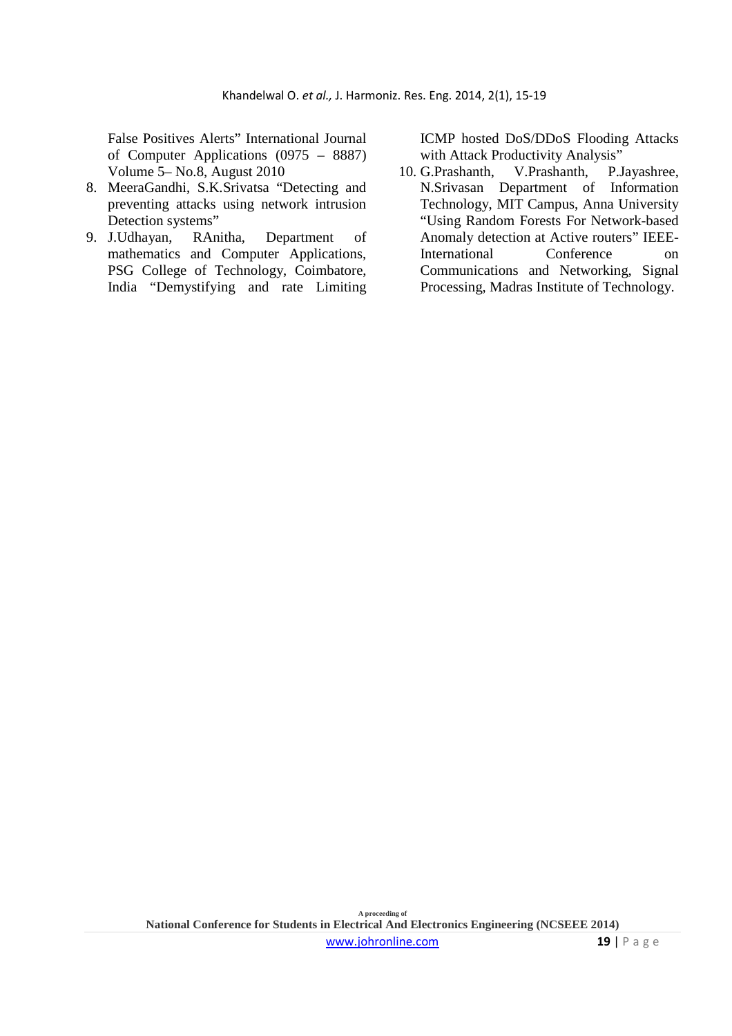False Positives Alerts" International Journal of Computer Applications (0975 – 8887) Volume 5– No.8, August 2010

8. MeeraGandhi, S.K.Srivatsa "Detecting and preventing attacks using network intrusion Detection systems"
9. J.Udhayan, RAnitha, Department of mathematics and Computer Applications, PSG College of Technology, Coimbatore, India "Demystifying and rate Limiting ICMP hosted DoS/DDoS Flooding Attacks with Attack Productivity Analysis"
10. G.Prashanth, V.Prashanth, P.Jayashree, N.Srivasan Department of Information Technology, MIT Campus, Anna University "Using Random Forests For Network-based Anomaly detection at Active routers" IEEE-International Conference on Communications and Networking, Signal Processing, Madras Institute of Technology.